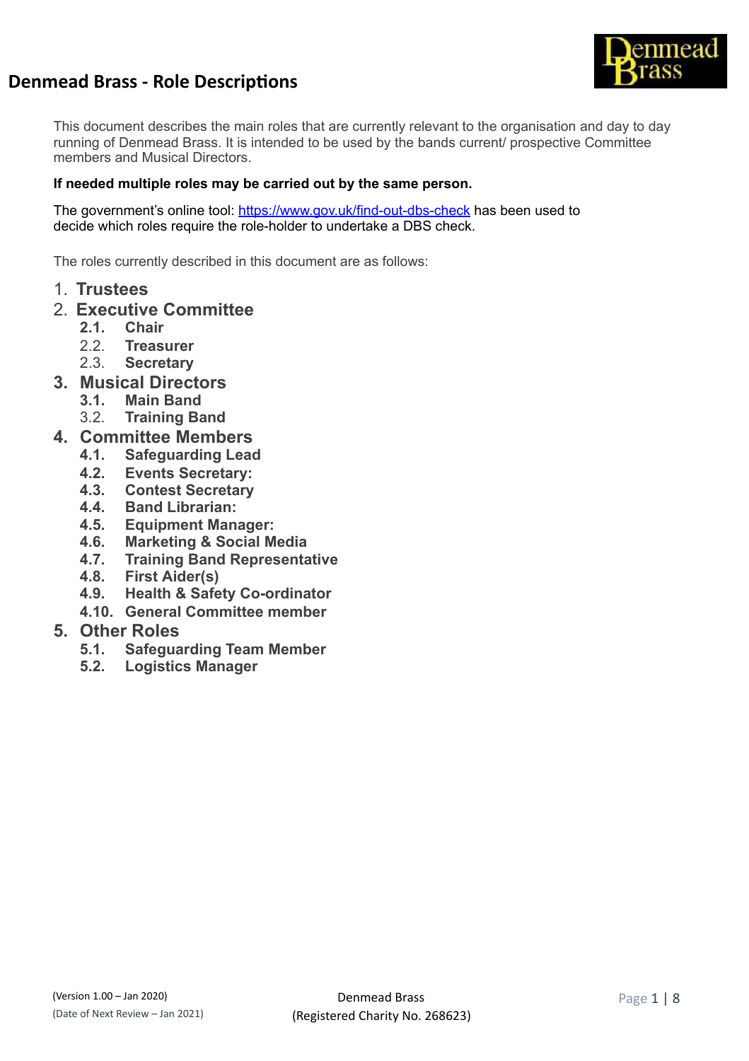# Denmead Brass - Role Descriptions

This document describes the main roles that are currently relevant to the organisation and day to day running of Denmead Brass. It is intended to be used by the bands current/ prospective Committee members and Musical Directors.

**If needed multiple roles may be carried out by the same person.**

The government's online tool: https://www.gov.uk/find-out-dbs-check has been used to decide which roles require the role-holder to undertake a DBS check.

The roles currently described in this document are as follows:

1. **Trustees**
2. **Executive Committee**
   - 2.1. **Chair**
   - 2.2. **Treasurer**
   - 2.3. **Secretary**
3. **Musical Directors**
   - 3.1. **Main Band**
   - 3.2. **Training Band**
4. **Committee Members**
   - 4.1. **Safeguarding Lead**
   - 4.2. **Events Secretary:**
   - 4.3. **Contest Secretary**
   - 4.4. **Band Librarian:**
   - 4.5. **Equipment Manager:**
   - 4.6. **Marketing & Social Media**
   - 4.7. **Training Band Representative**
   - 4.8. **First Aider(s)**
   - 4.9. **Health & Safety Co-ordinator**
   - 4.10. **General Committee member**
5. **Other Roles**
   - 5.1. **Safeguarding Team Member**
   - 5.2. **Logistics Manager**

(Version 1.00 – Jan 2020)
(Date of Next Review – Jan 2021)

Denmead Brass
(Registered Charity No. 268623)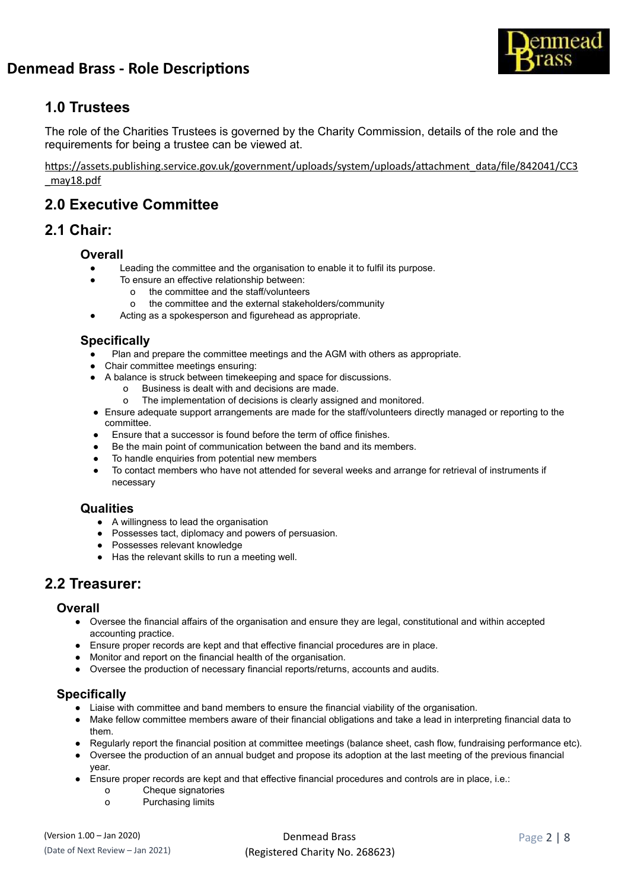# Denmead Brass - Role Descriptions

## 1.0 Trustees

The role of the Charities Trustees is governed by the Charity Commission, details of the role and the requirements for being a trustee can be viewed at.

https://assets.publishing.service.gov.uk/government/uploads/system/uploads/attachment_data/file/842041/CC3_may18.pdf

## 2.0 Executive Committee

## 2.1 Chair:

### Overall

- Leading the committee and the organisation to enable it to fulfil its purpose.
- To ensure an effective relationship between:
  - the committee and the staff/volunteers
  - the committee and the external stakeholders/community
- Acting as a spokesperson and figurehead as appropriate.

### Specifically

- Plan and prepare the committee meetings and the AGM with others as appropriate.
- Chair committee meetings ensuring:
- A balance is struck between timekeeping and space for discussions.
  - Business is dealt with and decisions are made.
  - The implementation of decisions is clearly assigned and monitored.
- Ensure adequate support arrangements are made for the staff/volunteers directly managed or reporting to the committee.
- Ensure that a successor is found before the term of office finishes.
- Be the main point of communication between the band and its members.
- To handle enquiries from potential new members
- To contact members who have not attended for several weeks and arrange for retrieval of instruments if necessary

### Qualities

- A willingness to lead the organisation
- Possesses tact, diplomacy and powers of persuasion.
- Possesses relevant knowledge
- Has the relevant skills to run a meeting well.

## 2.2 Treasurer:

### Overall

- Oversee the financial affairs of the organisation and ensure they are legal, constitutional and within accepted accounting practice.
- Ensure proper records are kept and that effective financial procedures are in place.
- Monitor and report on the financial health of the organisation.
- Oversee the production of necessary financial reports/returns, accounts and audits.

### Specifically

- Liaise with committee and band members to ensure the financial viability of the organisation.
- Make fellow committee members aware of their financial obligations and take a lead in interpreting financial data to them.
- Regularly report the financial position at committee meetings (balance sheet, cash flow, fundraising performance etc).
- Oversee the production of an annual budget and propose its adoption at the last meeting of the previous financial year.
- Ensure proper records are kept and that effective financial procedures and controls are in place, i.e.:
  - Cheque signatories
  - Purchasing limits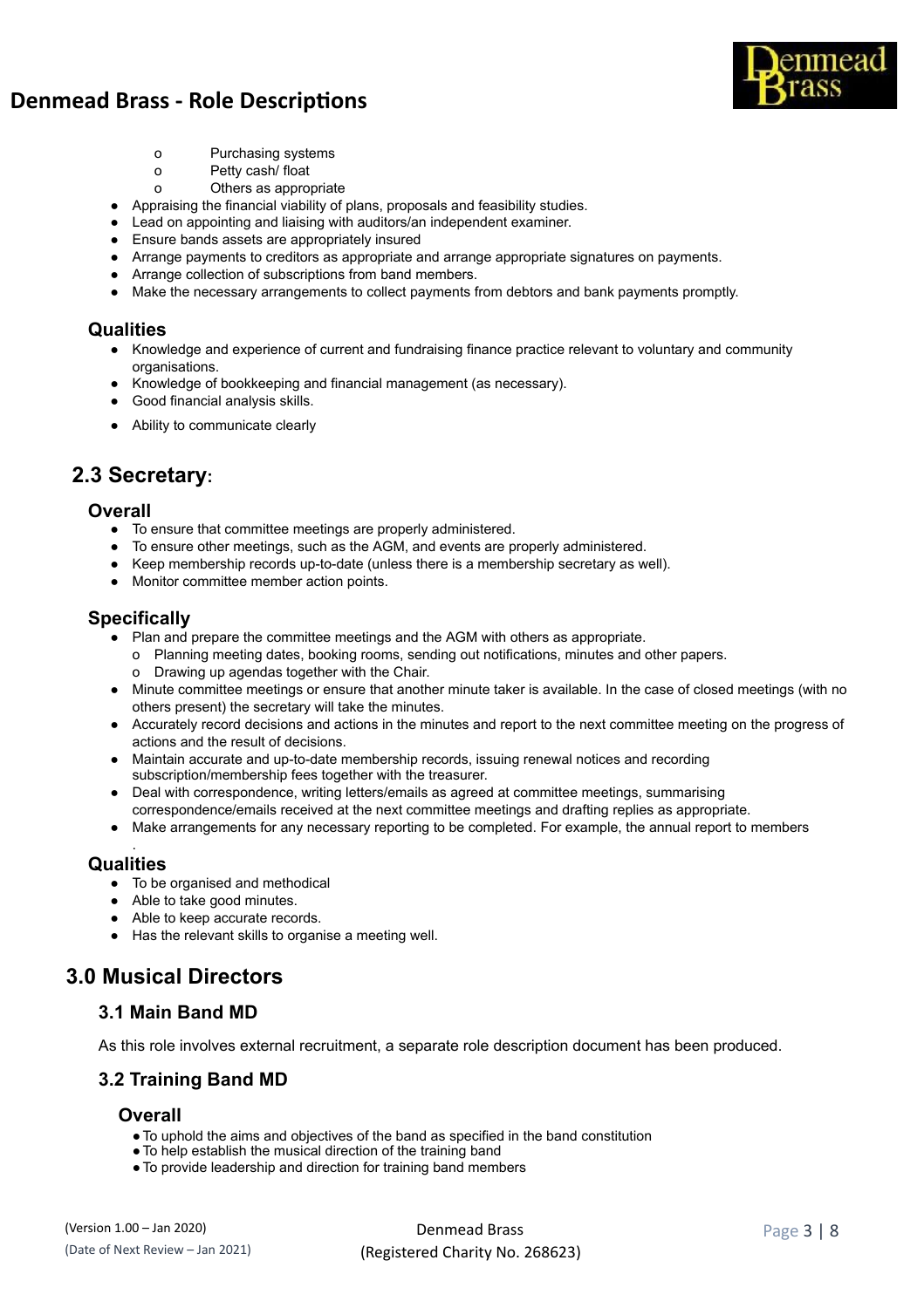- Purchasing systems
    - Petty cash/ float
    - Others as appropriate
- Appraising the financial viability of plans, proposals and feasibility studies.
- Lead on appointing and liaising with auditors/an independent examiner.
- Ensure bands assets are appropriately insured
- Arrange payments to creditors as appropriate and arrange appropriate signatures on payments.
- Arrange collection of subscriptions from band members.
- Make the necessary arrangements to collect payments from debtors and bank payments promptly.

### Qualities

- Knowledge and experience of current and fundraising finance practice relevant to voluntary and community organisations.
- Knowledge of bookkeeping and financial management (as necessary).
- Good financial analysis skills.
- Ability to communicate clearly

## 2.3 Secretary:

### Overall

- To ensure that committee meetings are properly administered.
- To ensure other meetings, such as the AGM, and events are properly administered.
- Keep membership records up-to-date (unless there is a membership secretary as well).
- Monitor committee member action points.

### Specifically

- Plan and prepare the committee meetings and the AGM with others as appropriate.
    - Planning meeting dates, booking rooms, sending out notifications, minutes and other papers.
    - Drawing up agendas together with the Chair.
- Minute committee meetings or ensure that another minute taker is available. In the case of closed meetings (with no others present) the secretary will take the minutes.
- Accurately record decisions and actions in the minutes and report to the next committee meeting on the progress of actions and the result of decisions.
- Maintain accurate and up-to-date membership records, issuing renewal notices and recording subscription/membership fees together with the treasurer.
- Deal with correspondence, writing letters/emails as agreed at committee meetings, summarising correspondence/emails received at the next committee meetings and drafting replies as appropriate.
- Make arrangements for any necessary reporting to be completed. For example, the annual report to members

### Qualities

- To be organised and methodical
- Able to take good minutes.
- Able to keep accurate records.
- Has the relevant skills to organise a meeting well.

# 3.0 Musical Directors

## 3.1 Main Band MD

As this role involves external recruitment, a separate role description document has been produced.

## 3.2 Training Band MD

### Overall

- To uphold the aims and objectives of the band as specified in the band constitution
- To help establish the musical direction of the training band
- To provide leadership and direction for training band members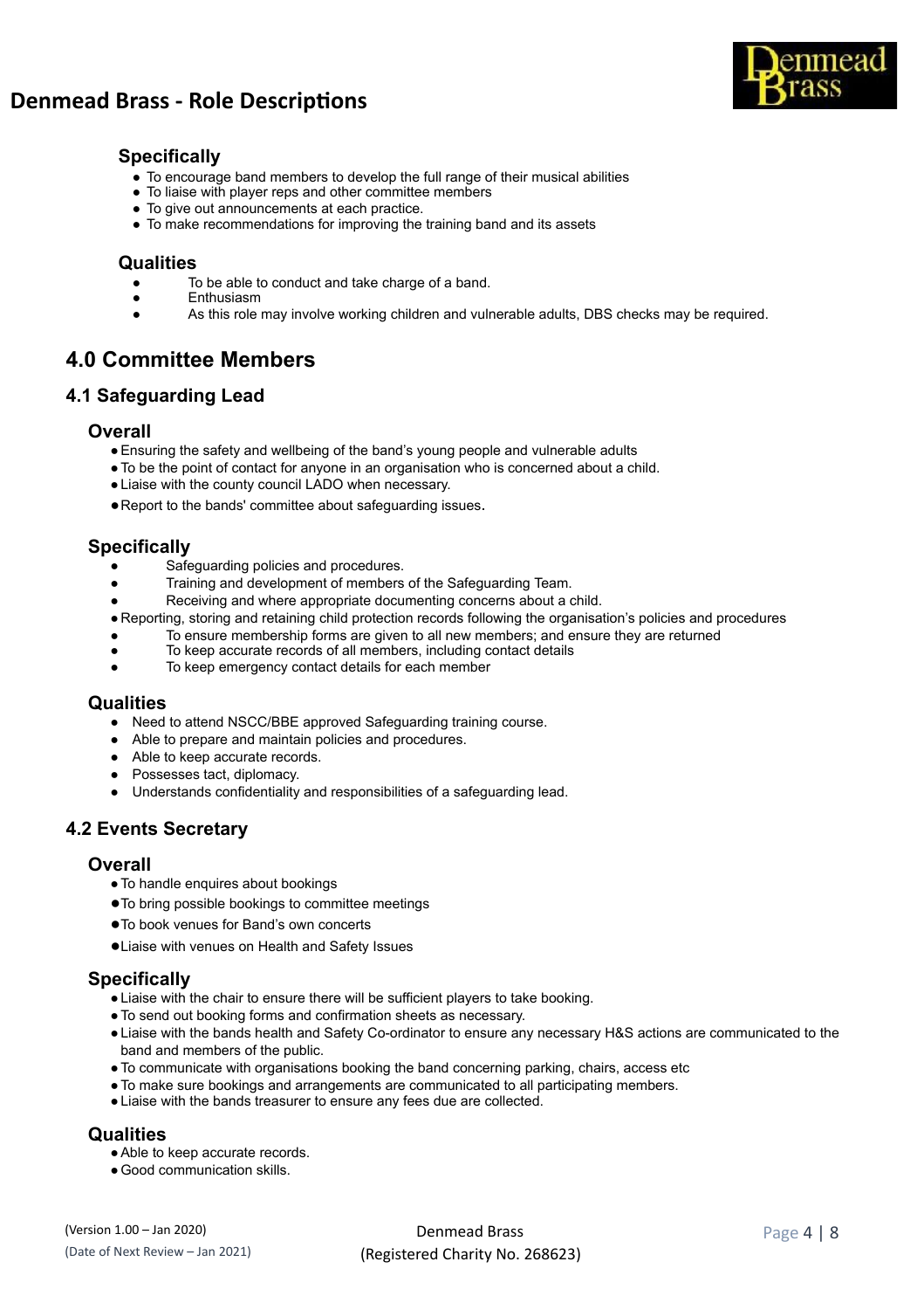### Specifically

- To encourage band members to develop the full range of their musical abilities
- To liaise with player reps and other committee members
- To give out announcements at each practice.
- To make recommendations for improving the training band and its assets

### Qualities

- To be able to conduct and take charge of a band.
- Enthusiasm
- As this role may involve working children and vulnerable adults, DBS checks may be required.

# 4.0 Committee Members

## 4.1 Safeguarding Lead

### Overall

- Ensuring the safety and wellbeing of the band's young people and vulnerable adults
- To be the point of contact for anyone in an organisation who is concerned about a child.
- Liaise with the county council LADO when necessary.
- Report to the bands' committee about safeguarding issues.

### Specifically

- Safeguarding policies and procedures.
- Training and development of members of the Safeguarding Team.
- Receiving and where appropriate documenting concerns about a child.
- Reporting, storing and retaining child protection records following the organisation's policies and procedures
- To ensure membership forms are given to all new members; and ensure they are returned
- To keep accurate records of all members, including contact details
- To keep emergency contact details for each member

### Qualities

- Need to attend NSCC/BBE approved Safeguarding training course.
- Able to prepare and maintain policies and procedures.
- Able to keep accurate records.
- Possesses tact, diplomacy.
- Understands confidentiality and responsibilities of a safeguarding lead.

## 4.2 Events Secretary

### Overall

- To handle enquires about bookings
- To bring possible bookings to committee meetings
- To book venues for Band's own concerts
- Liaise with venues on Health and Safety Issues

### Specifically

- Liaise with the chair to ensure there will be sufficient players to take booking.
- To send out booking forms and confirmation sheets as necessary.
- Liaise with the bands health and Safety Co-ordinator to ensure any necessary H&S actions are communicated to the band and members of the public.
- To communicate with organisations booking the band concerning parking, chairs, access etc
- To make sure bookings and arrangements are communicated to all participating members.
- Liaise with the bands treasurer to ensure any fees due are collected.

### Qualities

- Able to keep accurate records.
- Good communication skills.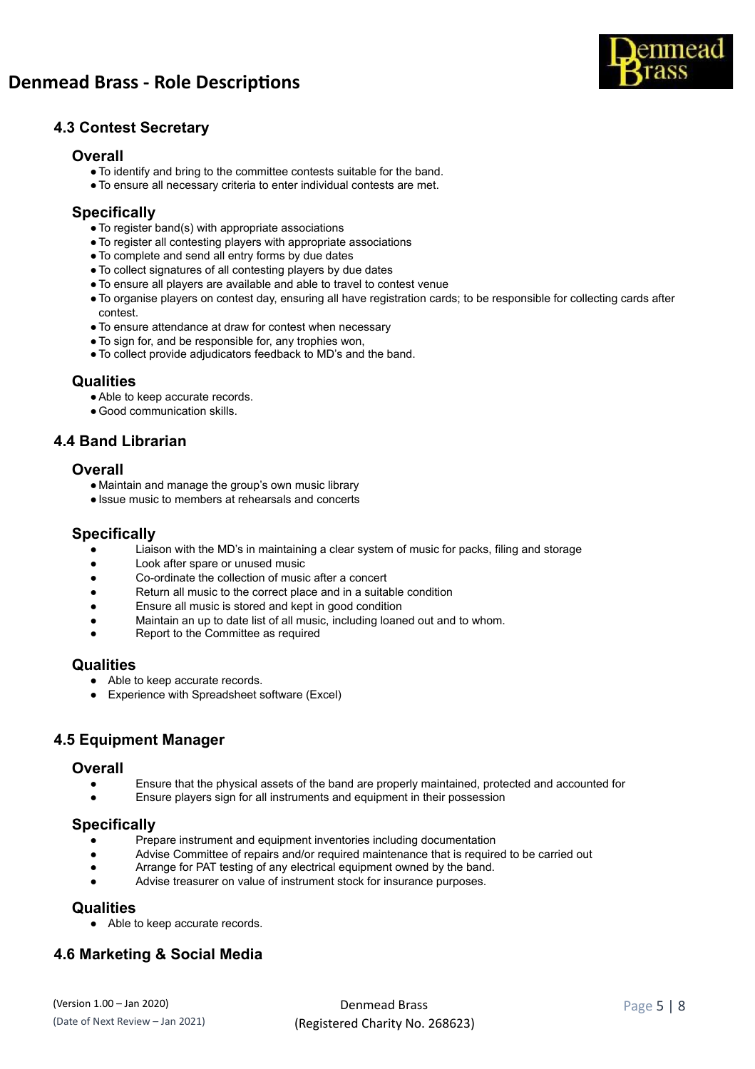### 4.3 Contest Secretary

#### Overall

- To identify and bring to the committee contests suitable for the band.
- To ensure all necessary criteria to enter individual contests are met.

#### Specifically

- To register band(s) with appropriate associations
- To register all contesting players with appropriate associations
- To complete and send all entry forms by due dates
- To collect signatures of all contesting players by due dates
- To ensure all players are available and able to travel to contest venue
- To organise players on contest day, ensuring all have registration cards; to be responsible for collecting cards after contest.
- To ensure attendance at draw for contest when necessary
- To sign for, and be responsible for, any trophies won,
- To collect provide adjudicators feedback to MD's and the band.

#### Qualities

- Able to keep accurate records.
- Good communication skills.

### 4.4 Band Librarian

#### Overall

- Maintain and manage the group's own music library
- Issue music to members at rehearsals and concerts

#### Specifically

- Liaison with the MD's in maintaining a clear system of music for packs, filing and storage
- Look after spare or unused music
- Co-ordinate the collection of music after a concert
- Return all music to the correct place and in a suitable condition
- Ensure all music is stored and kept in good condition
- Maintain an up to date list of all music, including loaned out and to whom.
- Report to the Committee as required

#### Qualities

- Able to keep accurate records.
- Experience with Spreadsheet software (Excel)

### 4.5 Equipment Manager

#### Overall

- Ensure that the physical assets of the band are properly maintained, protected and accounted for
- Ensure players sign for all instruments and equipment in their possession

#### Specifically

- Prepare instrument and equipment inventories including documentation
- Advise Committee of repairs and/or required maintenance that is required to be carried out
- Arrange for PAT testing of any electrical equipment owned by the band.
- Advise treasurer on value of instrument stock for insurance purposes.

#### Qualities

- Able to keep accurate records.

### 4.6 Marketing & Social Media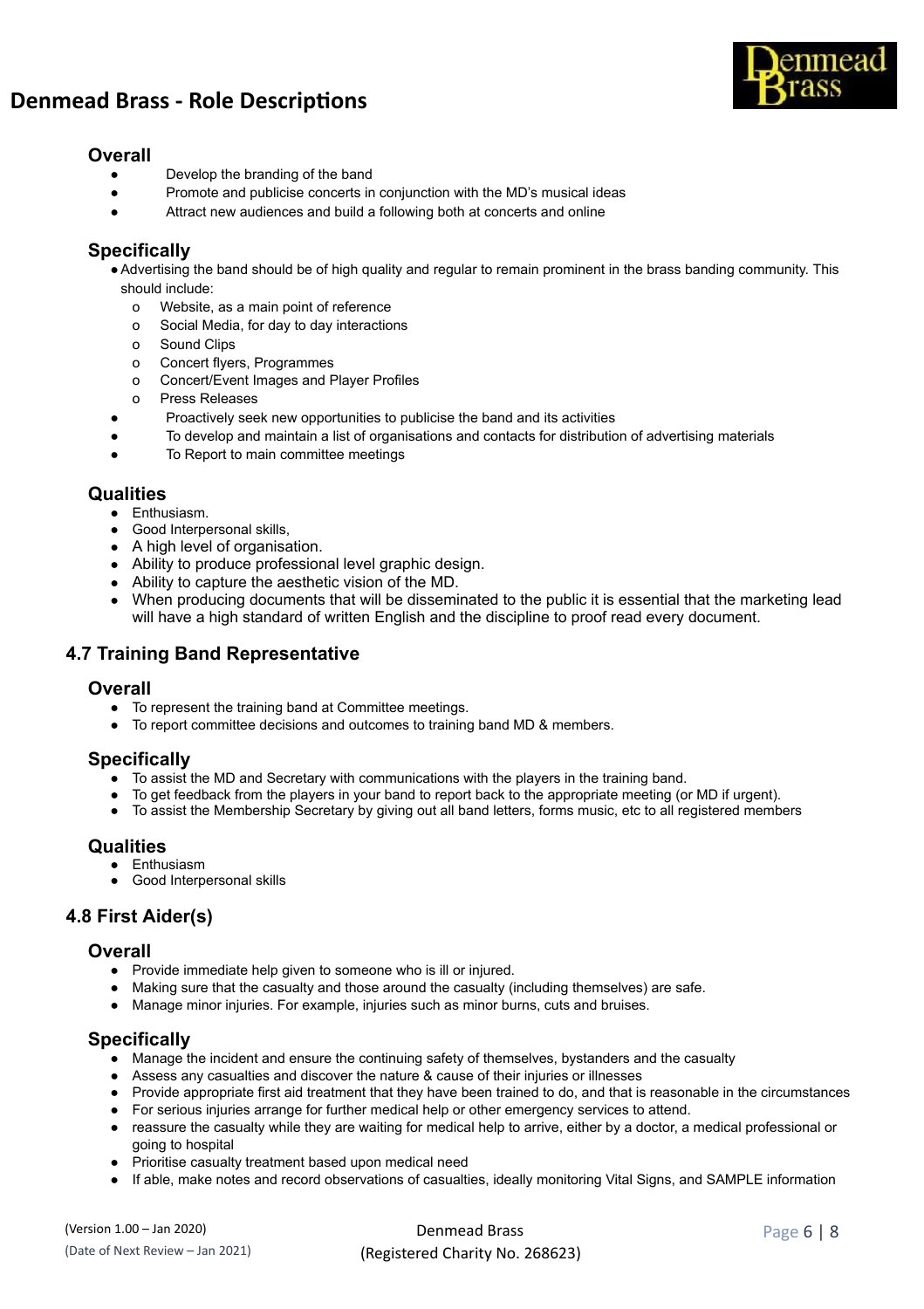#### Overall

- Develop the branding of the band
- Promote and publicise concerts in conjunction with the MD's musical ideas
- Attract new audiences and build a following both at concerts and online

#### Specifically

- Advertising the band should be of high quality and regular to remain prominent in the brass banding community. This should include:
  - Website, as a main point of reference
  - Social Media, for day to day interactions
  - Sound Clips
  - Concert flyers, Programmes
  - Concert/Event Images and Player Profiles
  - Press Releases
- Proactively seek new opportunities to publicise the band and its activities
- To develop and maintain a list of organisations and contacts for distribution of advertising materials
- To Report to main committee meetings

#### Qualities

- Enthusiasm.
- Good Interpersonal skills,
- A high level of organisation.
- Ability to produce professional level graphic design.
- Ability to capture the aesthetic vision of the MD.
- When producing documents that will be disseminated to the public it is essential that the marketing lead will have a high standard of written English and the discipline to proof read every document.

### 4.7 Training Band Representative

#### Overall

- To represent the training band at Committee meetings.
- To report committee decisions and outcomes to training band MD & members.

#### Specifically

- To assist the MD and Secretary with communications with the players in the training band.
- To get feedback from the players in your band to report back to the appropriate meeting (or MD if urgent).
- To assist the Membership Secretary by giving out all band letters, forms music, etc to all registered members

#### Qualities

- Enthusiasm
- Good Interpersonal skills

### 4.8 First Aider(s)

#### Overall

- Provide immediate help given to someone who is ill or injured.
- Making sure that the casualty and those around the casualty (including themselves) are safe.
- Manage minor injuries. For example, injuries such as minor burns, cuts and bruises.

#### Specifically

- Manage the incident and ensure the continuing safety of themselves, bystanders and the casualty
- Assess any casualties and discover the nature & cause of their injuries or illnesses
- Provide appropriate first aid treatment that they have been trained to do, and that is reasonable in the circumstances
- For serious injuries arrange for further medical help or other emergency services to attend.
- reassure the casualty while they are waiting for medical help to arrive, either by a doctor, a medical professional or going to hospital
- Prioritise casualty treatment based upon medical need
- If able, make notes and record observations of casualties, ideally monitoring Vital Signs, and SAMPLE information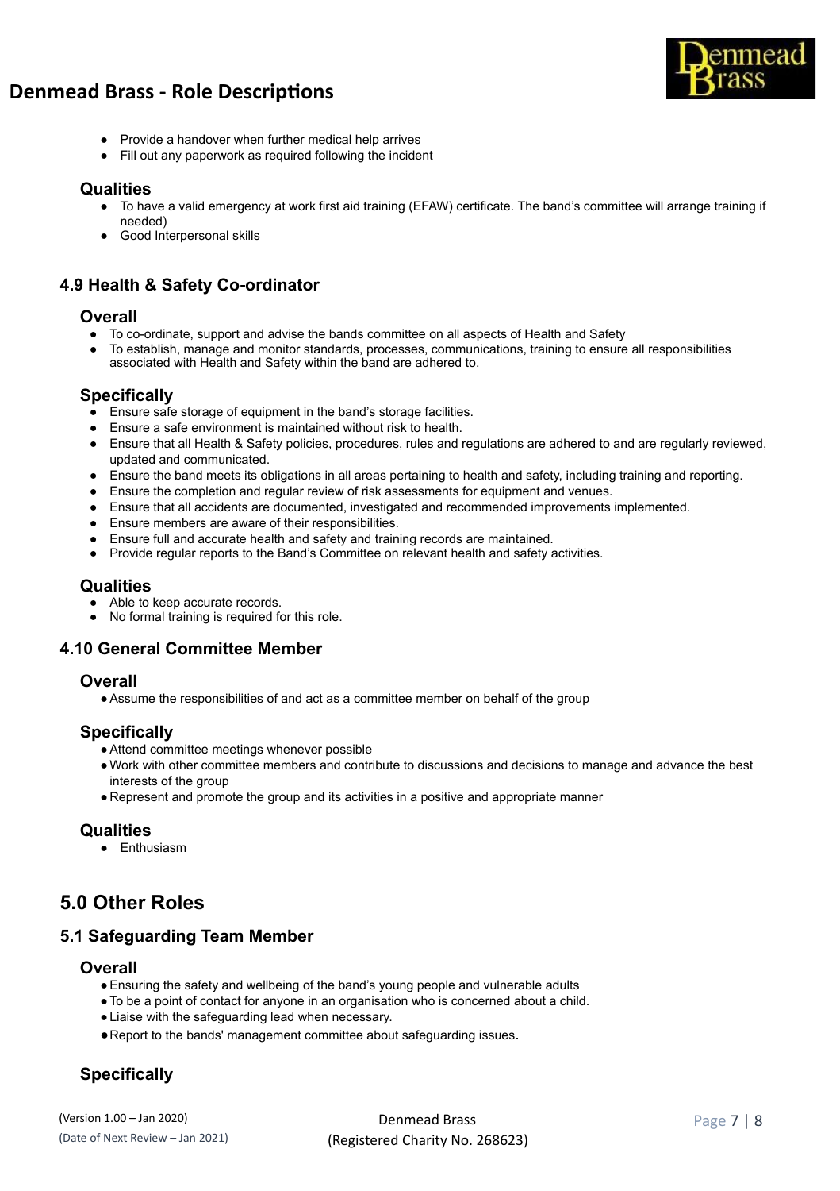- Provide a handover when further medical help arrives
- Fill out any paperwork as required following the incident

#### Qualities

- To have a valid emergency at work first aid training (EFAW) certificate. The band's committee will arrange training if needed)
- Good Interpersonal skills

### 4.9 Health & Safety Co-ordinator

#### Overall

- To co-ordinate, support and advise the bands committee on all aspects of Health and Safety
- To establish, manage and monitor standards, processes, communications, training to ensure all responsibilities associated with Health and Safety within the band are adhered to.

#### Specifically

- Ensure safe storage of equipment in the band's storage facilities.
- Ensure a safe environment is maintained without risk to health.
- Ensure that all Health & Safety policies, procedures, rules and regulations are adhered to and are regularly reviewed, updated and communicated.
- Ensure the band meets its obligations in all areas pertaining to health and safety, including training and reporting.
- Ensure the completion and regular review of risk assessments for equipment and venues.
- Ensure that all accidents are documented, investigated and recommended improvements implemented.
- Ensure members are aware of their responsibilities.
- Ensure full and accurate health and safety and training records are maintained.
- Provide regular reports to the Band's Committee on relevant health and safety activities.

#### Qualities

- Able to keep accurate records.
- No formal training is required for this role.

### 4.10 General Committee Member

#### Overall

- Assume the responsibilities of and act as a committee member on behalf of the group

#### Specifically

- Attend committee meetings whenever possible
- Work with other committee members and contribute to discussions and decisions to manage and advance the best interests of the group
- Represent and promote the group and its activities in a positive and appropriate manner

#### Qualities

- Enthusiasm

## 5.0 Other Roles

### 5.1 Safeguarding Team Member

#### Overall

- Ensuring the safety and wellbeing of the band's young people and vulnerable adults
- To be a point of contact for anyone in an organisation who is concerned about a child.
- Liaise with the safeguarding lead when necessary.
- Report to the bands' management committee about safeguarding issues.

#### Specifically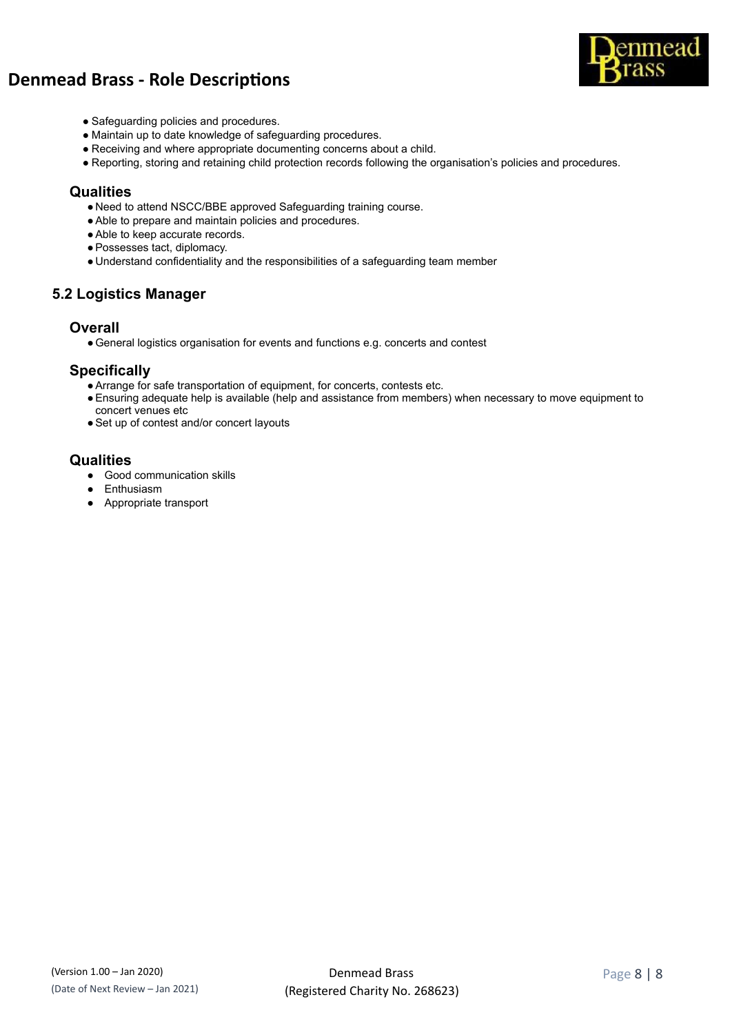- Safeguarding policies and procedures.
- Maintain up to date knowledge of safeguarding procedures.
- Receiving and where appropriate documenting concerns about a child.
- Reporting, storing and retaining child protection records following the organisation's policies and procedures.

### Qualities

- Need to attend NSCC/BBE approved Safeguarding training course.
- Able to prepare and maintain policies and procedures.
- Able to keep accurate records.
- Possesses tact, diplomacy.
- Understand confidentiality and the responsibilities of a safeguarding team member

## 5.2 Logistics Manager

### Overall

- General logistics organisation for events and functions e.g. concerts and contest

### Specifically

- Arrange for safe transportation of equipment, for concerts, contests etc.
- Ensuring adequate help is available (help and assistance from members) when necessary to move equipment to concert venues etc
- Set up of contest and/or concert layouts

### Qualities

- Good communication skills
- Enthusiasm
- Appropriate transport